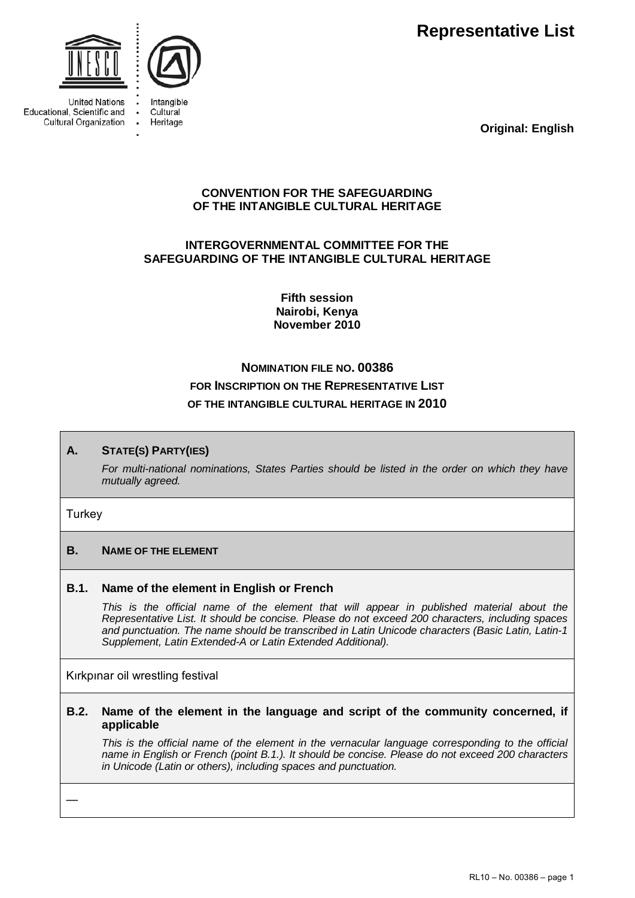United Nations Educational, Scientific and Cultural Organization

Intangible Cultural Heritage

**Representative List**

**Original: English**

**CONVENTION FOR THE SAFEGUARDING OF THE INTANGIBLE CULTURAL HERITAGE**

**INTERGOVERNMENTAL COMMITTEE FOR THE SAFEGUARDING OF THE INTANGIBLE CULTURAL HERITAGE**

**Fifth session**
**Nairobi, Kenya**
**November 2010**

**NOMINATION FILE NO. 00386**
**FOR INSCRIPTION ON THE REPRESENTATIVE LIST**
**OF THE INTANGIBLE CULTURAL HERITAGE IN 2010**

## A. STATE(S) PARTY(IES)

*For multi-national nominations, States Parties should be listed in the order on which they have mutually agreed.*

Turkey

## B. NAME OF THE ELEMENT

### B.1. Name of the element in English or French

*This is the official name of the element that will appear in published material about the Representative List. It should be concise. Please do not exceed 200 characters, including spaces and punctuation. The name should be transcribed in Latin Unicode characters (Basic Latin, Latin-1 Supplement, Latin Extended-A or Latin Extended Additional).*

Kırkpınar oil wrestling festival

### B.2. Name of the element in the language and script of the community concerned, if applicable

*This is the official name of the element in the vernacular language corresponding to the official name in English or French (point B.1.). It should be concise. Please do not exceed 200 characters in Unicode (Latin or others), including spaces and punctuation.*

—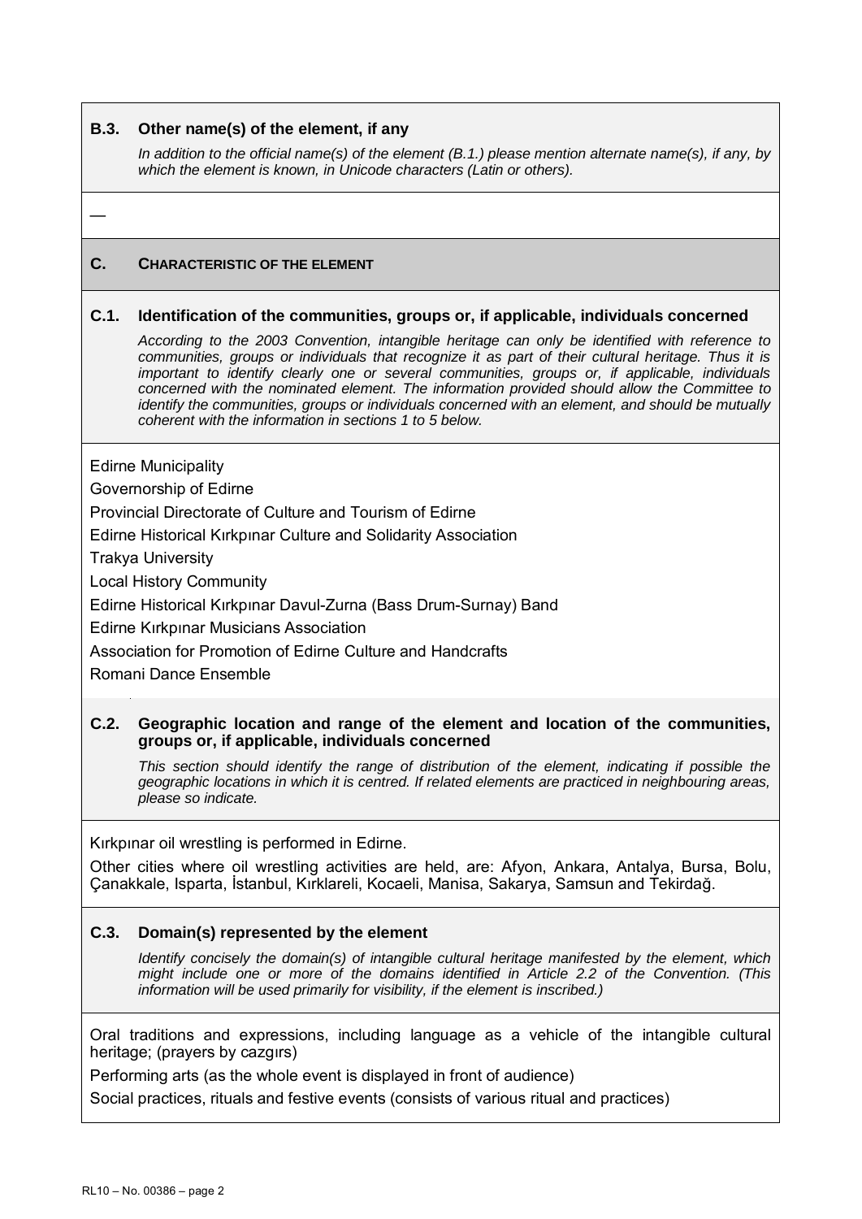### B.3. Other name(s) of the element, if any

*In addition to the official name(s) of the element (B.1.) please mention alternate name(s), if any, by which the element is known, in Unicode characters (Latin or others).*

—

## C. CHARACTERISTIC OF THE ELEMENT

### C.1. Identification of the communities, groups or, if applicable, individuals concerned

*According to the 2003 Convention, intangible heritage can only be identified with reference to communities, groups or individuals that recognize it as part of their cultural heritage. Thus it is important to identify clearly one or several communities, groups or, if applicable, individuals concerned with the nominated element. The information provided should allow the Committee to identify the communities, groups or individuals concerned with an element, and should be mutually coherent with the information in sections 1 to 5 below.*

Edirne Municipality

Governorship of Edirne

Provincial Directorate of Culture and Tourism of Edirne

Edirne Historical Kırkpınar Culture and Solidarity Association

Trakya University

Local History Community

Edirne Historical Kırkpınar Davul-Zurna (Bass Drum-Surnay) Band

Edirne Kırkpınar Musicians Association

Association for Promotion of Edirne Culture and Handcrafts

Romani Dance Ensemble

### C.2. Geographic location and range of the element and location of the communities, groups or, if applicable, individuals concerned

*This section should identify the range of distribution of the element, indicating if possible the geographic locations in which it is centred. If related elements are practiced in neighbouring areas, please so indicate.*

Kırkpınar oil wrestling is performed in Edirne.

Other cities where oil wrestling activities are held, are: Afyon, Ankara, Antalya, Bursa, Bolu, Çanakkale, Isparta, İstanbul, Kırklareli, Kocaeli, Manisa, Sakarya, Samsun and Tekirdağ.

### C.3. Domain(s) represented by the element

*Identify concisely the domain(s) of intangible cultural heritage manifested by the element, which might include one or more of the domains identified in Article 2.2 of the Convention. (This information will be used primarily for visibility, if the element is inscribed.)*

Oral traditions and expressions, including language as a vehicle of the intangible cultural heritage; (prayers by cazgırs)

Performing arts (as the whole event is displayed in front of audience)

Social practices, rituals and festive events (consists of various ritual and practices)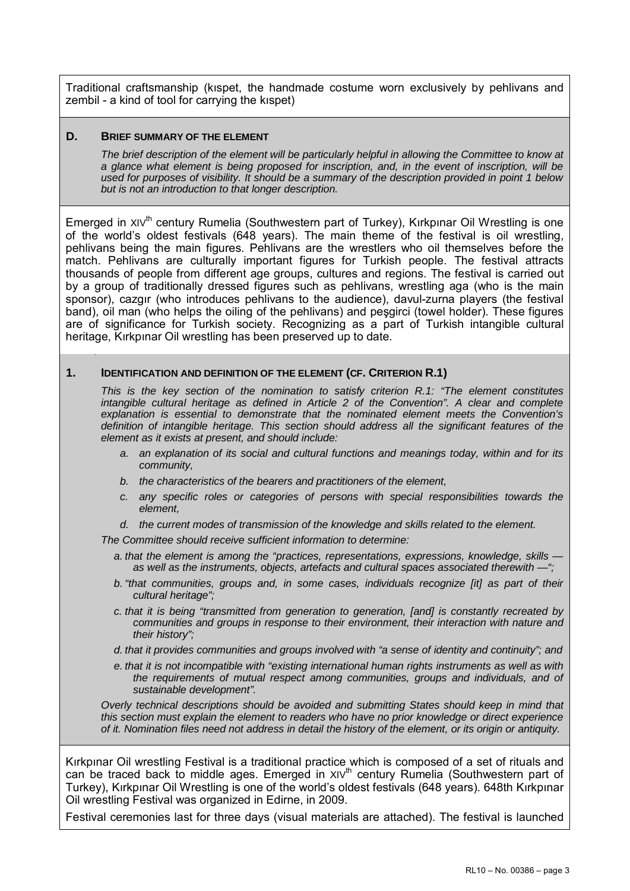Traditional craftsmanship (kıspet, the handmade costume worn exclusively by pehlivans and zembil - a kind of tool for carrying the kıspet)

## D. BRIEF SUMMARY OF THE ELEMENT

*The brief description of the element will be particularly helpful in allowing the Committee to know at a glance what element is being proposed for inscription, and, in the event of inscription, will be used for purposes of visibility. It should be a summary of the description provided in point 1 below but is not an introduction to that longer description.*

Emerged in XIV[th] century Rumelia (Southwestern part of Turkey), Kırkpınar Oil Wrestling is one of the world's oldest festivals (648 years). The main theme of the festival is oil wrestling, pehlivans being the main figures. Pehlivans are the wrestlers who oil themselves before the match. Pehlivans are culturally important figures for Turkish people. The festival attracts thousands of people from different age groups, cultures and regions. The festival is carried out by a group of traditionally dressed figures such as pehlivans, wrestling aga (who is the main sponsor), cazgır (who introduces pehlivans to the audience), davul-zurna players (the festival band), oil man (who helps the oiling of the pehlivans) and peşgirci (towel holder). These figures are of significance for Turkish society. Recognizing as a part of Turkish intangible cultural heritage, Kırkpınar Oil wrestling has been preserved up to date.

## 1. IDENTIFICATION AND DEFINITION OF THE ELEMENT (CF. CRITERION R.1)

*This is the key section of the nomination to satisfy criterion R.1: "The element constitutes intangible cultural heritage as defined in Article 2 of the Convention". A clear and complete explanation is essential to demonstrate that the nominated element meets the Convention's definition of intangible heritage. This section should address all the significant features of the element as it exists at present, and should include:*

*a. an explanation of its social and cultural functions and meanings today, within and for its community,*

*b. the characteristics of the bearers and practitioners of the element,*

*c. any specific roles or categories of persons with special responsibilities towards the element,*

*d. the current modes of transmission of the knowledge and skills related to the element.*

*The Committee should receive sufficient information to determine:*

*a. that the element is among the "practices, representations, expressions, knowledge, skills — as well as the instruments, objects, artefacts and cultural spaces associated therewith —";*

*b. "that communities, groups and, in some cases, individuals recognize [it] as part of their cultural heritage";*

*c. that it is being "transmitted from generation to generation, [and] is constantly recreated by communities and groups in response to their environment, their interaction with nature and their history";*

*d. that it provides communities and groups involved with "a sense of identity and continuity"; and*

*e. that it is not incompatible with "existing international human rights instruments as well as with the requirements of mutual respect among communities, groups and individuals, and of sustainable development".*

*Overly technical descriptions should be avoided and submitting States should keep in mind that this section must explain the element to readers who have no prior knowledge or direct experience of it. Nomination files need not address in detail the history of the element, or its origin or antiquity.*

Kırkpınar Oil wrestling Festival is a traditional practice which is composed of a set of rituals and can be traced back to middle ages. Emerged in XIV[th] century Rumelia (Southwestern part of Turkey), Kırkpınar Oil Wrestling is one of the world's oldest festivals (648 years). 648th Kırkpınar Oil wrestling Festival was organized in Edirne, in 2009.

Festival ceremonies last for three days (visual materials are attached). The festival is launched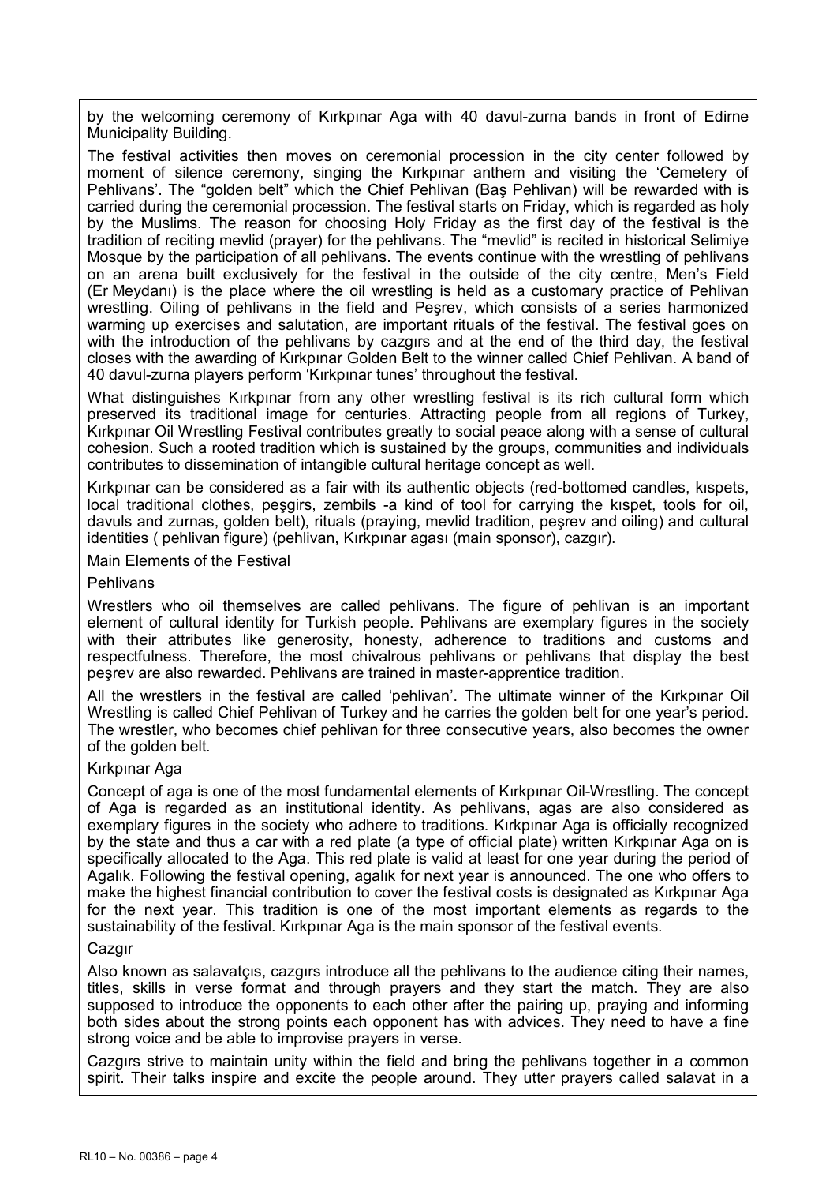by the welcoming ceremony of Kırkpınar Aga with 40 davul-zurna bands in front of Edirne Municipality Building.

The festival activities then moves on ceremonial procession in the city center followed by moment of silence ceremony, singing the Kırkpınar anthem and visiting the 'Cemetery of Pehlivans'. The "golden belt" which the Chief Pehlivan (Baş Pehlivan) will be rewarded with is carried during the ceremonial procession. The festival starts on Friday, which is regarded as holy by the Muslims. The reason for choosing Holy Friday as the first day of the festival is the tradition of reciting mevlid (prayer) for the pehlivans. The "mevlid" is recited in historical Selimiye Mosque by the participation of all pehlivans. The events continue with the wrestling of pehlivans on an arena built exclusively for the festival in the outside of the city centre, Men's Field (Er Meydanı) is the place where the oil wrestling is held as a customary practice of Pehlivan wrestling. Oiling of pehlivans in the field and Peşrev, which consists of a series harmonized warming up exercises and salutation, are important rituals of the festival. The festival goes on with the introduction of the pehlivans by cazgırs and at the end of the third day, the festival closes with the awarding of Kırkpınar Golden Belt to the winner called Chief Pehlivan. A band of 40 davul-zurna players perform 'Kırkpınar tunes' throughout the festival.

What distinguishes Kırkpınar from any other wrestling festival is its rich cultural form which preserved its traditional image for centuries. Attracting people from all regions of Turkey, Kırkpınar Oil Wrestling Festival contributes greatly to social peace along with a sense of cultural cohesion. Such a rooted tradition which is sustained by the groups, communities and individuals contributes to dissemination of intangible cultural heritage concept as well.

Kırkpınar can be considered as a fair with its authentic objects (red-bottomed candles, kıspets, local traditional clothes, peşgirs, zembils -a kind of tool for carrying the kıspet, tools for oil, davuls and zurnas, golden belt), rituals (praying, mevlid tradition, peşrev and oiling) and cultural identities ( pehlivan figure) (pehlivan, Kırkpınar agası (main sponsor), cazgır).

## Main Elements of the Festival

### Pehlivans

Wrestlers who oil themselves are called pehlivans. The figure of pehlivan is an important element of cultural identity for Turkish people. Pehlivans are exemplary figures in the society with their attributes like generosity, honesty, adherence to traditions and customs and respectfulness. Therefore, the most chivalrous pehlivans or pehlivans that display the best peşrev are also rewarded. Pehlivans are trained in master-apprentice tradition.

All the wrestlers in the festival are called 'pehlivan'. The ultimate winner of the Kırkpınar Oil Wrestling is called Chief Pehlivan of Turkey and he carries the golden belt for one year's period. The wrestler, who becomes chief pehlivan for three consecutive years, also becomes the owner of the golden belt.

### Kırkpınar Aga

Concept of aga is one of the most fundamental elements of Kırkpınar Oil-Wrestling. The concept of Aga is regarded as an institutional identity. As pehlivans, agas are also considered as exemplary figures in the society who adhere to traditions. Kırkpınar Aga is officially recognized by the state and thus a car with a red plate (a type of official plate) written Kırkpınar Aga on is specifically allocated to the Aga. This red plate is valid at least for one year during the period of Agalık. Following the festival opening, agalık for next year is announced. The one who offers to make the highest financial contribution to cover the festival costs is designated as Kırkpınar Aga for the next year. This tradition is one of the most important elements as regards to the sustainability of the festival. Kırkpınar Aga is the main sponsor of the festival events.

### Cazgır

Also known as salavatçıs, cazgırs introduce all the pehlivans to the audience citing their names, titles, skills in verse format and through prayers and they start the match. They are also supposed to introduce the opponents to each other after the pairing up, praying and informing both sides about the strong points each opponent has with advices. They need to have a fine strong voice and be able to improvise prayers in verse.

Cazgırs strive to maintain unity within the field and bring the pehlivans together in a common spirit. Their talks inspire and excite the people around. They utter prayers called salavat in a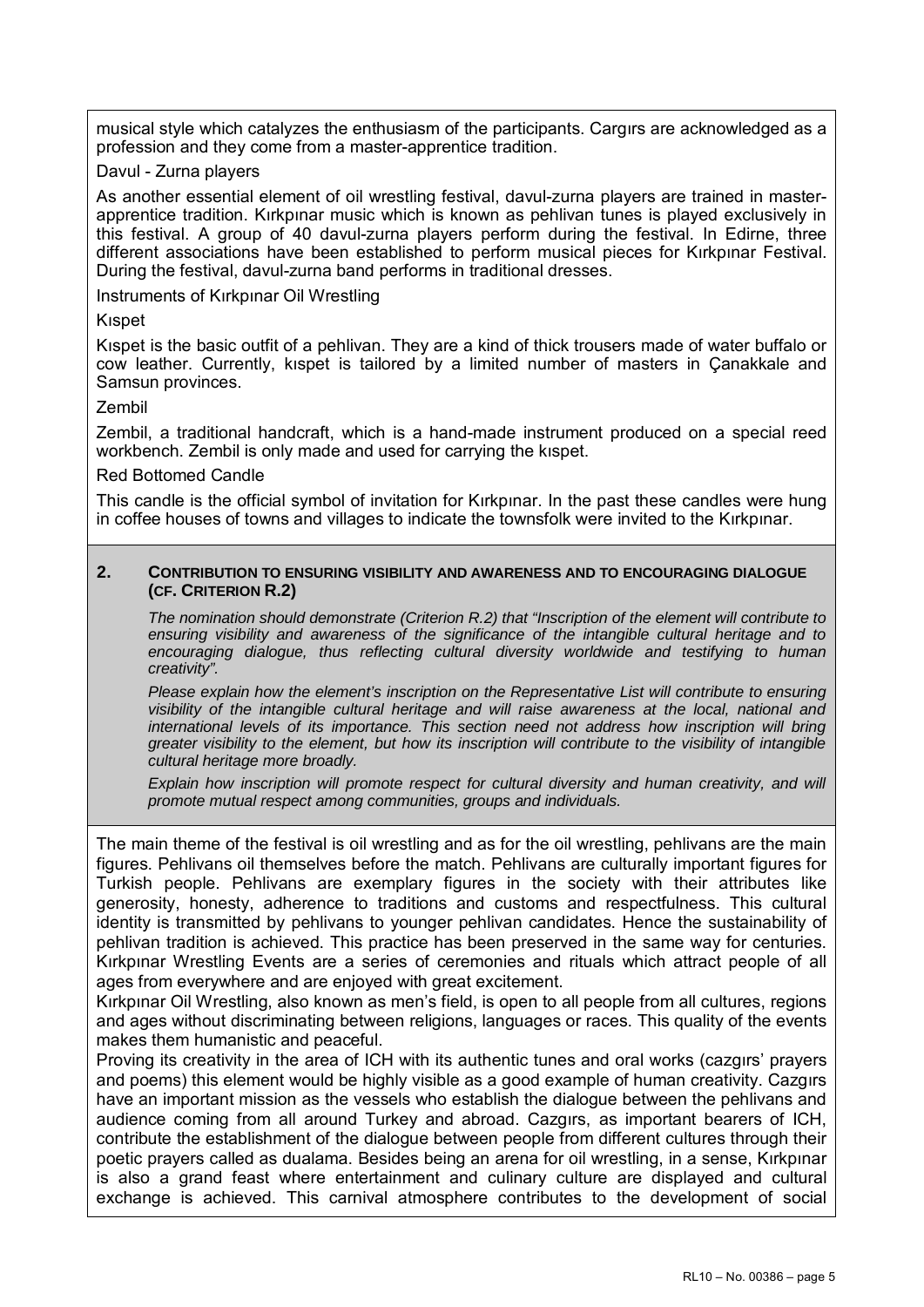musical style which catalyzes the enthusiasm of the participants. Cargırs are acknowledged as a profession and they come from a master-apprentice tradition.

Davul - Zurna players

As another essential element of oil wrestling festival, davul-zurna players are trained in master-apprentice tradition. Kırkpınar music which is known as pehlivan tunes is played exclusively in this festival. A group of 40 davul-zurna players perform during the festival. In Edirne, three different associations have been established to perform musical pieces for Kırkpınar Festival. During the festival, davul-zurna band performs in traditional dresses.

Instruments of Kırkpınar Oil Wrestling

Kıspet

Kıspet is the basic outfit of a pehlivan. They are a kind of thick trousers made of water buffalo or cow leather. Currently, kıspet is tailored by a limited number of masters in Çanakkale and Samsun provinces.

Zembil

Zembil, a traditional handcraft, which is a hand-made instrument produced on a special reed workbench. Zembil is only made and used for carrying the kıspet.

Red Bottomed Candle

This candle is the official symbol of invitation for Kırkpınar. In the past these candles were hung in coffee houses of towns and villages to indicate the townsfolk were invited to the Kırkpınar.

## 2. Contribution to ensuring visibility and awareness and to encouraging dialogue (cf. Criterion R.2)

*The nomination should demonstrate (Criterion R.2) that "Inscription of the element will contribute to ensuring visibility and awareness of the significance of the intangible cultural heritage and to encouraging dialogue, thus reflecting cultural diversity worldwide and testifying to human creativity".*

*Please explain how the element's inscription on the Representative List will contribute to ensuring visibility of the intangible cultural heritage and will raise awareness at the local, national and international levels of its importance. This section need not address how inscription will bring greater visibility to the element, but how its inscription will contribute to the visibility of intangible cultural heritage more broadly.*

*Explain how inscription will promote respect for cultural diversity and human creativity, and will promote mutual respect among communities, groups and individuals.*

The main theme of the festival is oil wrestling and as for the oil wrestling, pehlivans are the main figures. Pehlivans oil themselves before the match. Pehlivans are culturally important figures for Turkish people. Pehlivans are exemplary figures in the society with their attributes like generosity, honesty, adherence to traditions and customs and respectfulness. This cultural identity is transmitted by pehlivans to younger pehlivan candidates. Hence the sustainability of pehlivan tradition is achieved. This practice has been preserved in the same way for centuries. Kırkpınar Wrestling Events are a series of ceremonies and rituals which attract people of all ages from everywhere and are enjoyed with great excitement.

Kırkpınar Oil Wrestling, also known as men's field, is open to all people from all cultures, regions and ages without discriminating between religions, languages or races. This quality of the events makes them humanistic and peaceful.

Proving its creativity in the area of ICH with its authentic tunes and oral works (cazgırs' prayers and poems) this element would be highly visible as a good example of human creativity. Cazgırs have an important mission as the vessels who establish the dialogue between the pehlivans and audience coming from all around Turkey and abroad. Cazgırs, as important bearers of ICH, contribute the establishment of the dialogue between people from different cultures through their poetic prayers called as dualama. Besides being an arena for oil wrestling, in a sense, Kırkpınar is also a grand feast where entertainment and culinary culture are displayed and cultural exchange is achieved. This carnival atmosphere contributes to the development of social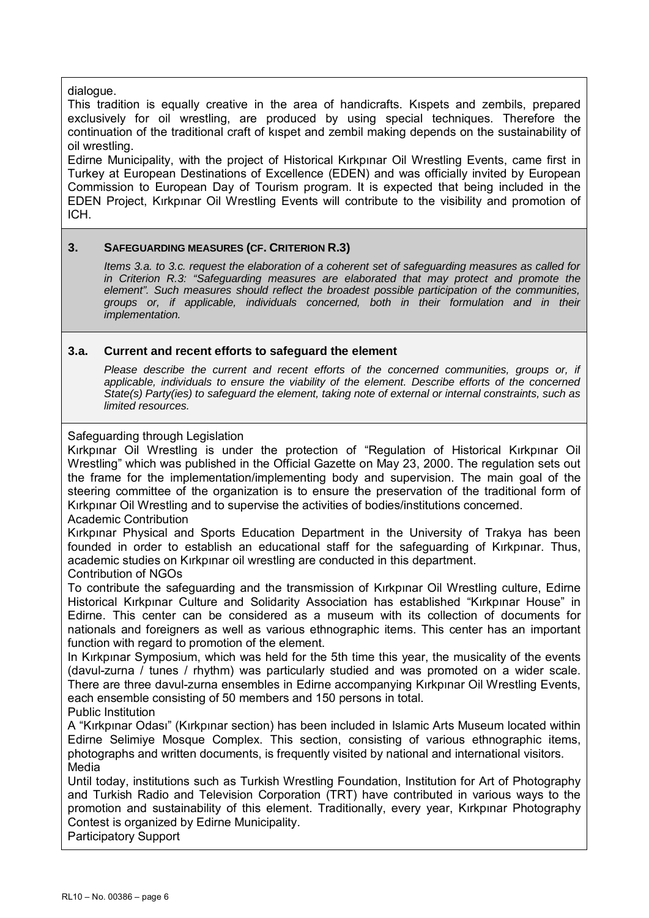dialogue.

This tradition is equally creative in the area of handicrafts. Kıspets and zembils, prepared exclusively for oil wrestling, are produced by using special techniques. Therefore the continuation of the traditional craft of kıspet and zembil making depends on the sustainability of oil wrestling.

Edirne Municipality, with the project of Historical Kırkpınar Oil Wrestling Events, came first in Turkey at European Destinations of Excellence (EDEN) and was officially invited by European Commission to European Day of Tourism program. It is expected that being included in the EDEN Project, Kırkpınar Oil Wrestling Events will contribute to the visibility and promotion of ICH.

## 3. SAFEGUARDING MEASURES (CF. CRITERION R.3)

*Items 3.a. to 3.c. request the elaboration of a coherent set of safeguarding measures as called for in Criterion R.3: "Safeguarding measures are elaborated that may protect and promote the element". Such measures should reflect the broadest possible participation of the communities, groups or, if applicable, individuals concerned, both in their formulation and in their implementation.*

### 3.a. Current and recent efforts to safeguard the element

*Please describe the current and recent efforts of the concerned communities, groups or, if applicable, individuals to ensure the viability of the element. Describe efforts of the concerned State(s) Party(ies) to safeguard the element, taking note of external or internal constraints, such as limited resources.*

Safeguarding through Legislation

Kırkpınar Oil Wrestling is under the protection of "Regulation of Historical Kırkpınar Oil Wrestling" which was published in the Official Gazette on May 23, 2000. The regulation sets out the frame for the implementation/implementing body and supervision. The main goal of the steering committee of the organization is to ensure the preservation of the traditional form of Kırkpınar Oil Wrestling and to supervise the activities of bodies/institutions concerned.

Academic Contribution

Kırkpınar Physical and Sports Education Department in the University of Trakya has been founded in order to establish an educational staff for the safeguarding of Kırkpınar. Thus, academic studies on Kırkpınar oil wrestling are conducted in this department.

Contribution of NGOs

To contribute the safeguarding and the transmission of Kırkpınar Oil Wrestling culture, Edirne Historical Kırkpınar Culture and Solidarity Association has established "Kırkpınar House" in Edirne. This center can be considered as a museum with its collection of documents for nationals and foreigners as well as various ethnographic items. This center has an important function with regard to promotion of the element.

In Kırkpınar Symposium, which was held for the 5th time this year, the musicality of the events (davul-zurna / tunes / rhythm) was particularly studied and was promoted on a wider scale. There are three davul-zurna ensembles in Edirne accompanying Kırkpınar Oil Wrestling Events, each ensemble consisting of 50 members and 150 persons in total.

Public Institution

A "Kırkpınar Odası" (Kırkpınar section) has been included in Islamic Arts Museum located within Edirne Selimiye Mosque Complex. This section, consisting of various ethnographic items, photographs and written documents, is frequently visited by national and international visitors.

Media

Until today, institutions such as Turkish Wrestling Foundation, Institution for Art of Photography and Turkish Radio and Television Corporation (TRT) have contributed in various ways to the promotion and sustainability of this element. Traditionally, every year, Kırkpınar Photography Contest is organized by Edirne Municipality.

Participatory Support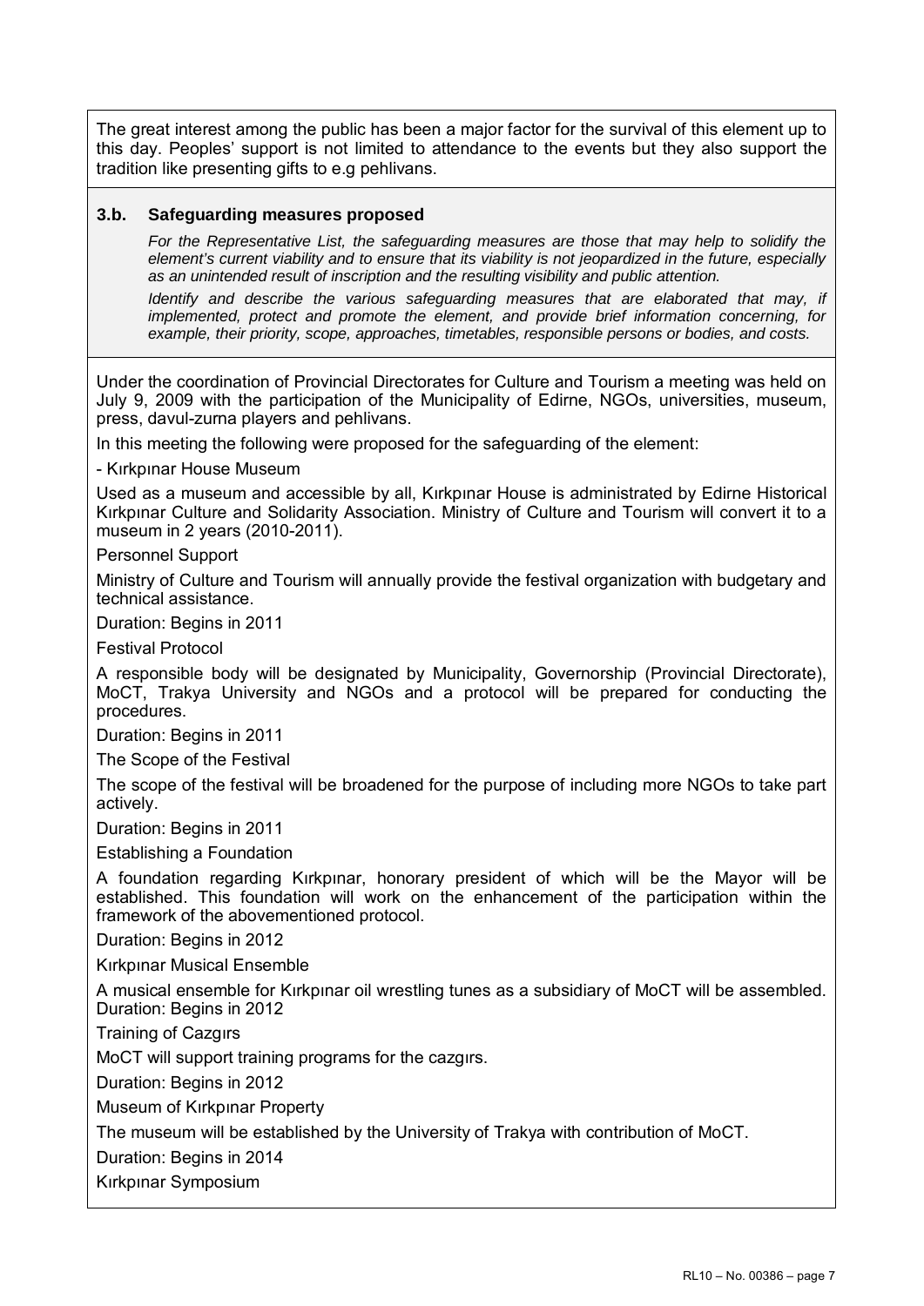The great interest among the public has been a major factor for the survival of this element up to this day. Peoples' support is not limited to attendance to the events but they also support the tradition like presenting gifts to e.g pehlivans.

### 3.b. Safeguarding measures proposed

*For the Representative List, the safeguarding measures are those that may help to solidify the element's current viability and to ensure that its viability is not jeopardized in the future, especially as an unintended result of inscription and the resulting visibility and public attention.*

*Identify and describe the various safeguarding measures that are elaborated that may, if implemented, protect and promote the element, and provide brief information concerning, for example, their priority, scope, approaches, timetables, responsible persons or bodies, and costs.*

Under the coordination of Provincial Directorates for Culture and Tourism a meeting was held on July 9, 2009 with the participation of the Municipality of Edirne, NGOs, universities, museum, press, davul-zurna players and pehlivans.

In this meeting the following were proposed for the safeguarding of the element:

- Kırkpınar House Museum

Used as a museum and accessible by all, Kırkpınar House is administrated by Edirne Historical Kırkpınar Culture and Solidarity Association. Ministry of Culture and Tourism will convert it to a museum in 2 years (2010-2011).

Personnel Support

Ministry of Culture and Tourism will annually provide the festival organization with budgetary and technical assistance.

Duration: Begins in 2011

Festival Protocol

A responsible body will be designated by Municipality, Governorship (Provincial Directorate), MoCT, Trakya University and NGOs and a protocol will be prepared for conducting the procedures.

Duration: Begins in 2011

The Scope of the Festival

The scope of the festival will be broadened for the purpose of including more NGOs to take part actively.

Duration: Begins in 2011

Establishing a Foundation

A foundation regarding Kırkpınar, honorary president of which will be the Mayor will be established. This foundation will work on the enhancement of the participation within the framework of the abovementioned protocol.

Duration: Begins in 2012

Kırkpınar Musical Ensemble

A musical ensemble for Kırkpınar oil wrestling tunes as a subsidiary of MoCT will be assembled.
Duration: Begins in 2012

Training of Cazgırs

MoCT will support training programs for the cazgırs.

Duration: Begins in 2012

Museum of Kırkpınar Property

The museum will be established by the University of Trakya with contribution of MoCT.

Duration: Begins in 2014

Kırkpınar Symposium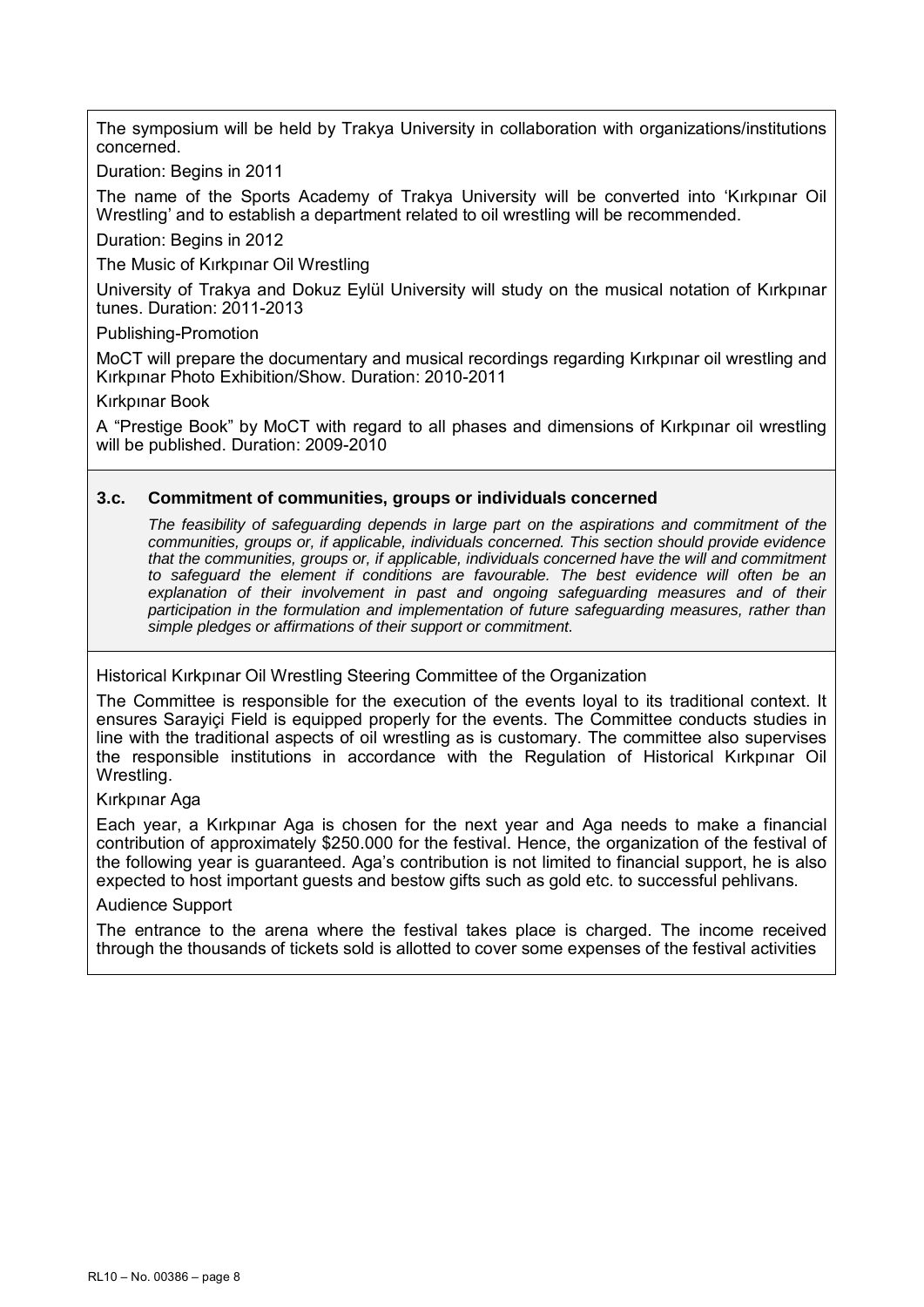The symposium will be held by Trakya University in collaboration with organizations/institutions concerned.

Duration: Begins in 2011

The name of the Sports Academy of Trakya University will be converted into 'Kırkpınar Oil Wrestling' and to establish a department related to oil wrestling will be recommended.

Duration: Begins in 2012

The Music of Kırkpınar Oil Wrestling

University of Trakya and Dokuz Eylül University will study on the musical notation of Kırkpınar tunes. Duration: 2011-2013

Publishing-Promotion

MoCT will prepare the documentary and musical recordings regarding Kırkpınar oil wrestling and Kırkpınar Photo Exhibition/Show. Duration: 2010-2011

Kırkpınar Book

A "Prestige Book" by MoCT with regard to all phases and dimensions of Kırkpınar oil wrestling will be published. Duration: 2009-2010

### 3.c. Commitment of communities, groups or individuals concerned

*The feasibility of safeguarding depends in large part on the aspirations and commitment of the communities, groups or, if applicable, individuals concerned. This section should provide evidence that the communities, groups or, if applicable, individuals concerned have the will and commitment to safeguard the element if conditions are favourable. The best evidence will often be an explanation of their involvement in past and ongoing safeguarding measures and of their participation in the formulation and implementation of future safeguarding measures, rather than simple pledges or affirmations of their support or commitment.*

Historical Kırkpınar Oil Wrestling Steering Committee of the Organization

The Committee is responsible for the execution of the events loyal to its traditional context. It ensures Sarayiçi Field is equipped properly for the events. The Committee conducts studies in line with the traditional aspects of oil wrestling as is customary. The committee also supervises the responsible institutions in accordance with the Regulation of Historical Kırkpınar Oil Wrestling.

Kırkpınar Aga

Each year, a Kırkpınar Aga is chosen for the next year and Aga needs to make a financial contribution of approximately $250.000 for the festival. Hence, the organization of the festival of the following year is guaranteed. Aga's contribution is not limited to financial support, he is also expected to host important guests and bestow gifts such as gold etc. to successful pehlivans.

Audience Support

The entrance to the arena where the festival takes place is charged. The income received through the thousands of tickets sold is allotted to cover some expenses of the festival activities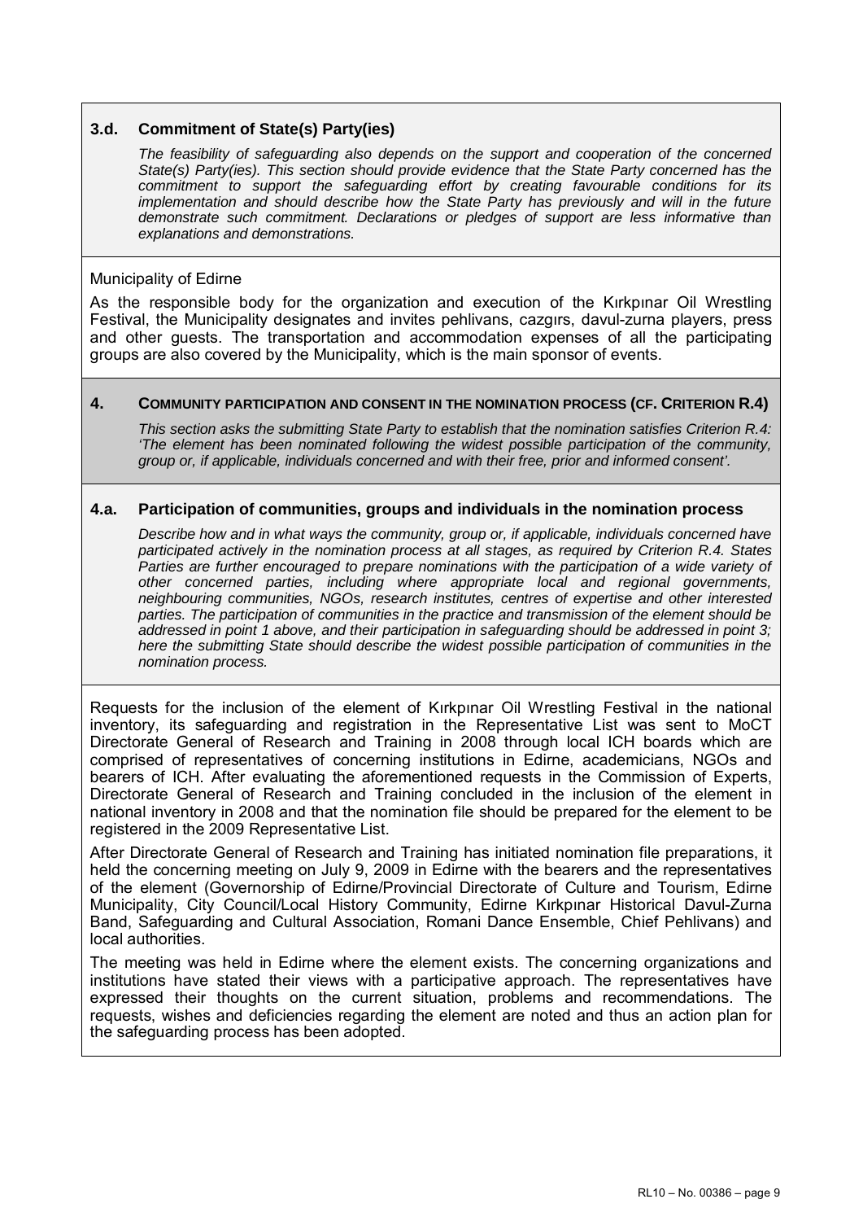### 3.d. Commitment of State(s) Party(ies)

*The feasibility of safeguarding also depends on the support and cooperation of the concerned State(s) Party(ies). This section should provide evidence that the State Party concerned has the commitment to support the safeguarding effort by creating favourable conditions for its implementation and should describe how the State Party has previously and will in the future demonstrate such commitment. Declarations or pledges of support are less informative than explanations and demonstrations.*

Municipality of Edirne

As the responsible body for the organization and execution of the Kırkpınar Oil Wrestling Festival, the Municipality designates and invites pehlivans, cazgırs, davul-zurna players, press and other guests. The transportation and accommodation expenses of all the participating groups are also covered by the Municipality, which is the main sponsor of events.

## 4. COMMUNITY PARTICIPATION AND CONSENT IN THE NOMINATION PROCESS (CF. CRITERION R.4)

*This section asks the submitting State Party to establish that the nomination satisfies Criterion R.4: 'The element has been nominated following the widest possible participation of the community, group or, if applicable, individuals concerned and with their free, prior and informed consent'.*

### 4.a. Participation of communities, groups and individuals in the nomination process

*Describe how and in what ways the community, group or, if applicable, individuals concerned have participated actively in the nomination process at all stages, as required by Criterion R.4. States Parties are further encouraged to prepare nominations with the participation of a wide variety of other concerned parties, including where appropriate local and regional governments, neighbouring communities, NGOs, research institutes, centres of expertise and other interested parties. The participation of communities in the practice and transmission of the element should be addressed in point 1 above, and their participation in safeguarding should be addressed in point 3; here the submitting State should describe the widest possible participation of communities in the nomination process.*

Requests for the inclusion of the element of Kırkpınar Oil Wrestling Festival in the national inventory, its safeguarding and registration in the Representative List was sent to MoCT Directorate General of Research and Training in 2008 through local ICH boards which are comprised of representatives of concerning institutions in Edirne, academicians, NGOs and bearers of ICH. After evaluating the aforementioned requests in the Commission of Experts, Directorate General of Research and Training concluded in the inclusion of the element in national inventory in 2008 and that the nomination file should be prepared for the element to be registered in the 2009 Representative List.

After Directorate General of Research and Training has initiated nomination file preparations, it held the concerning meeting on July 9, 2009 in Edirne with the bearers and the representatives of the element (Governorship of Edirne/Provincial Directorate of Culture and Tourism, Edirne Municipality, City Council/Local History Community, Edirne Kırkpınar Historical Davul-Zurna Band, Safeguarding and Cultural Association, Romani Dance Ensemble, Chief Pehlivans) and local authorities.

The meeting was held in Edirne where the element exists. The concerning organizations and institutions have stated their views with a participative approach. The representatives have expressed their thoughts on the current situation, problems and recommendations. The requests, wishes and deficiencies regarding the element are noted and thus an action plan for the safeguarding process has been adopted.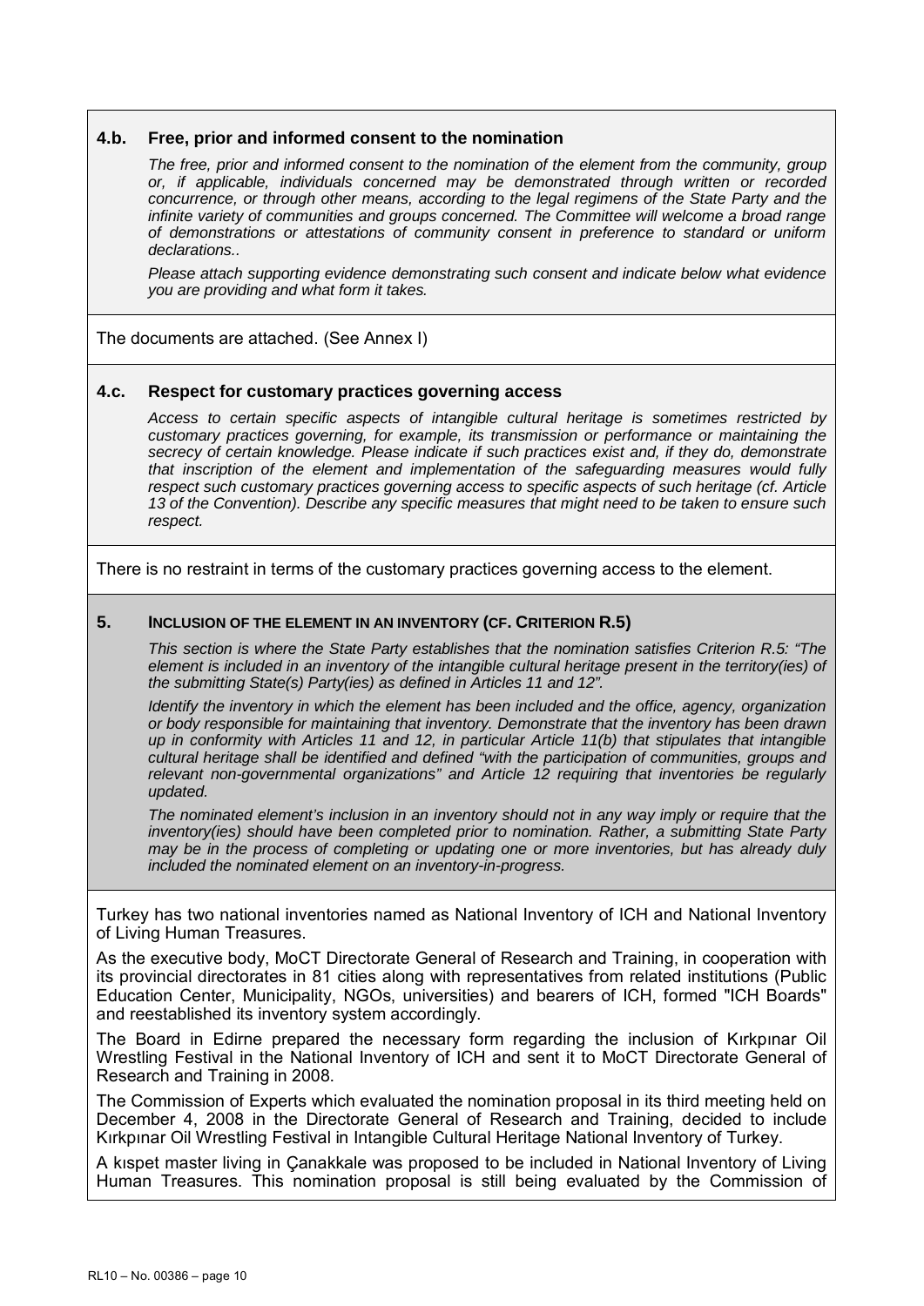### 4.b. Free, prior and informed consent to the nomination

*The free, prior and informed consent to the nomination of the element from the community, group or, if applicable, individuals concerned may be demonstrated through written or recorded concurrence, or through other means, according to the legal regimens of the State Party and the infinite variety of communities and groups concerned. The Committee will welcome a broad range of demonstrations or attestations of community consent in preference to standard or uniform declarations..*

*Please attach supporting evidence demonstrating such consent and indicate below what evidence you are providing and what form it takes.*

The documents are attached. (See Annex I)

### 4.c. Respect for customary practices governing access

*Access to certain specific aspects of intangible cultural heritage is sometimes restricted by customary practices governing, for example, its transmission or performance or maintaining the secrecy of certain knowledge. Please indicate if such practices exist and, if they do, demonstrate that inscription of the element and implementation of the safeguarding measures would fully respect such customary practices governing access to specific aspects of such heritage (cf. Article 13 of the Convention). Describe any specific measures that might need to be taken to ensure such respect.*

There is no restraint in terms of the customary practices governing access to the element.

## 5. INCLUSION OF THE ELEMENT IN AN INVENTORY (CF. CRITERION R.5)

*This section is where the State Party establishes that the nomination satisfies Criterion R.5: "The element is included in an inventory of the intangible cultural heritage present in the territory(ies) of the submitting State(s) Party(ies) as defined in Articles 11 and 12".*

*Identify the inventory in which the element has been included and the office, agency, organization or body responsible for maintaining that inventory. Demonstrate that the inventory has been drawn up in conformity with Articles 11 and 12, in particular Article 11(b) that stipulates that intangible cultural heritage shall be identified and defined "with the participation of communities, groups and relevant non-governmental organizations" and Article 12 requiring that inventories be regularly updated.*

*The nominated element's inclusion in an inventory should not in any way imply or require that the inventory(ies) should have been completed prior to nomination. Rather, a submitting State Party may be in the process of completing or updating one or more inventories, but has already duly included the nominated element on an inventory-in-progress.*

Turkey has two national inventories named as National Inventory of ICH and National Inventory of Living Human Treasures.

As the executive body, MoCT Directorate General of Research and Training, in cooperation with its provincial directorates in 81 cities along with representatives from related institutions (Public Education Center, Municipality, NGOs, universities) and bearers of ICH, formed "ICH Boards" and reestablished its inventory system accordingly.

The Board in Edirne prepared the necessary form regarding the inclusion of Kırkpınar Oil Wrestling Festival in the National Inventory of ICH and sent it to MoCT Directorate General of Research and Training in 2008.

The Commission of Experts which evaluated the nomination proposal in its third meeting held on December 4, 2008 in the Directorate General of Research and Training, decided to include Kırkpınar Oil Wrestling Festival in Intangible Cultural Heritage National Inventory of Turkey.

A kıspet master living in Çanakkale was proposed to be included in National Inventory of Living Human Treasures. This nomination proposal is still being evaluated by the Commission of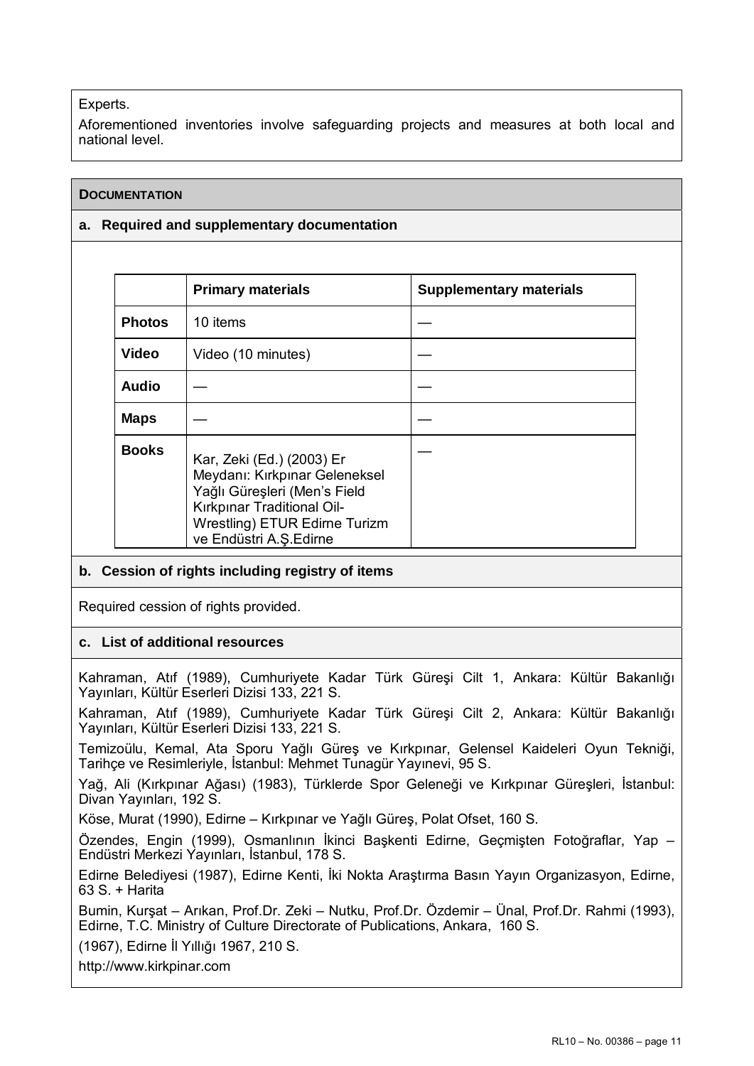Experts.

Aforementioned inventories involve safeguarding projects and measures at both local and national level.

## DOCUMENTATION

### a. Required and supplementary documentation

| | Primary materials | Supplementary materials |
|---|---|---|
| **Photos** | 10 items | — |
| **Video** | Video (10 minutes) | — |
| **Audio** | — | — |
| **Maps** | — | — |
| **Books** | Kar, Zeki (Ed.) (2003) Er Meydanı: Kırkpınar Geleneksel Yağlı Güreşleri (Men's Field Kırkpınar Traditional Oil-Wrestling) ETUR Edirne Turizm ve Endüstri A.Ş.Edirne | — |

### b. Cession of rights including registry of items

Required cession of rights provided.

### c. List of additional resources

Kahraman, Atıf (1989), Cumhuriyete Kadar Türk Güreşi Cilt 1, Ankara: Kültür Bakanlığı Yayınları, Kültür Eserleri Dizisi 133, 221 S.

Kahraman, Atıf (1989), Cumhuriyete Kadar Türk Güreşi Cilt 2, Ankara: Kültür Bakanlığı Yayınları, Kültür Eserleri Dizisi 133, 221 S.

Temizoülu, Kemal, Ata Sporu Yağlı Güreş ve Kırkpınar, Gelensel Kaideleri Oyun Tekniği, Tarihçe ve Resimleriyle, İstanbul: Mehmet Tunagür Yayınevi, 95 S.

Yağ, Ali (Kırkpınar Ağası) (1983), Türklerde Spor Geleneği ve Kırkpınar Güreşleri, İstanbul: Divan Yayınları, 192 S.

Köse, Murat (1990), Edirne – Kırkpınar ve Yağlı Güreş, Polat Ofset, 160 S.

Özendes, Engin (1999), Osmanlının İkinci Başkenti Edirne, Geçmişten Fotoğraflar, Yap – Endüstri Merkezi Yayınları, İstanbul, 178 S.

Edirne Belediyesi (1987), Edirne Kenti, İki Nokta Araştırma Basın Yayın Organizasyon, Edirne, 63 S. + Harita

Bumin, Kurşat – Arıkan, Prof.Dr. Zeki – Nutku, Prof.Dr. Özdemir – Ünal, Prof.Dr. Rahmi (1993), Edirne, T.C. Ministry of Culture Directorate of Publications, Ankara, 160 S.

(1967), Edirne İl Yıllığı 1967, 210 S.

http://www.kirkpinar.com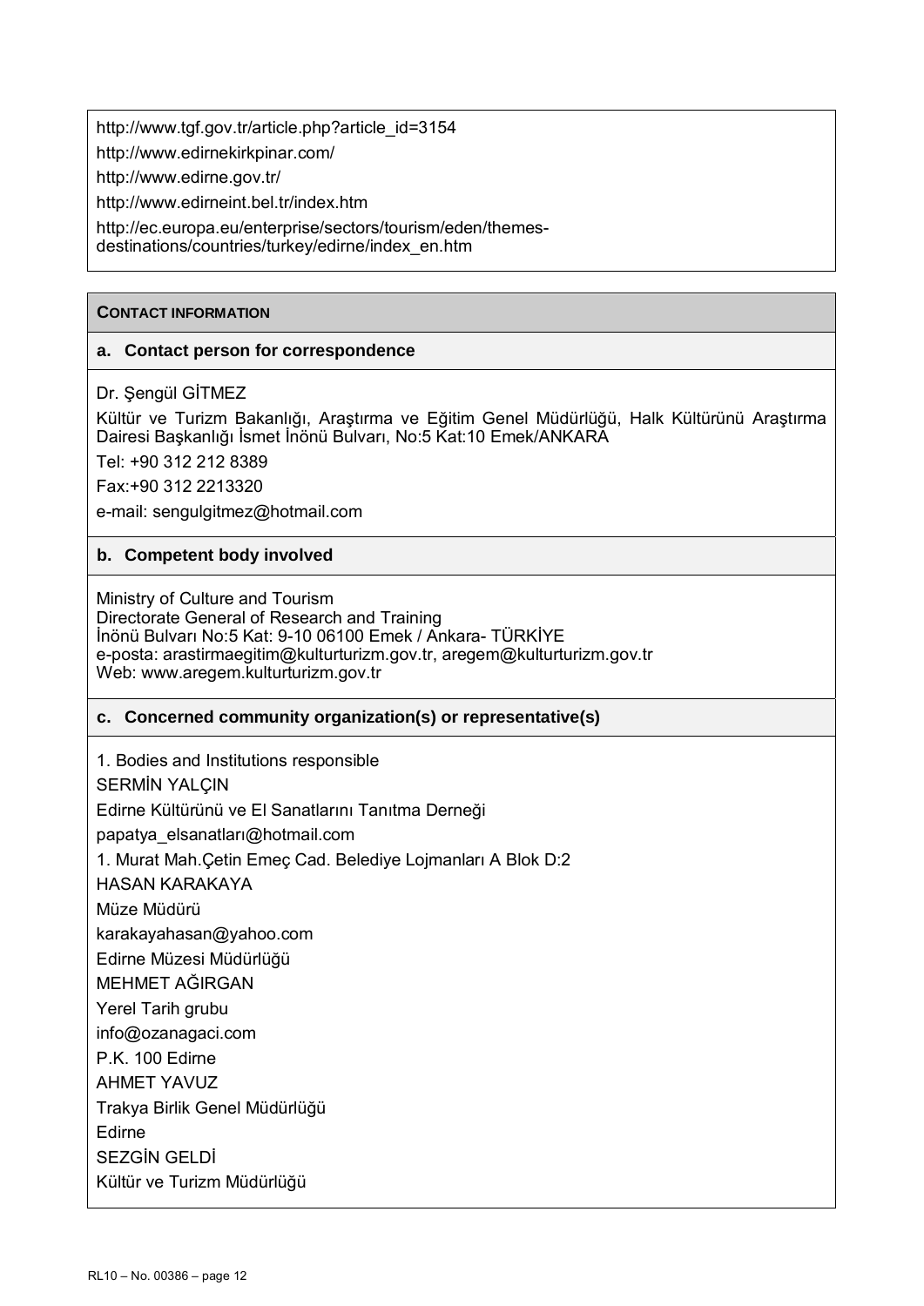http://www.tgf.gov.tr/article.php?article_id=3154

http://www.edirnekirkpinar.com/

http://www.edirne.gov.tr/

http://www.edirneint.bel.tr/index.htm

http://ec.europa.eu/enterprise/sectors/tourism/eden/themes-destinations/countries/turkey/edirne/index_en.htm

## CONTACT INFORMATION

### a. Contact person for correspondence

Dr. Şengül GİTMEZ

Kültür ve Turizm Bakanlığı, Araştırma ve Eğitim Genel Müdürlüğü, Halk Kültürünü Araştırma Dairesi Başkanlığı İsmet İnönü Bulvarı, No:5 Kat:10 Emek/ANKARA

Tel: +90 312 212 8389

Fax:+90 312 2213320

e-mail: sengulgitmez@hotmail.com

### b. Competent body involved

Ministry of Culture and Tourism
Directorate General of Research and Training
İnönü Bulvarı No:5 Kat: 9-10 06100 Emek / Ankara- TÜRKİYE
e-posta: arastirmaegitim@kulturturizm.gov.tr, aregem@kulturturizm.gov.tr
Web: www.aregem.kulturturizm.gov.tr

### c. Concerned community organization(s) or representative(s)

1. Bodies and Institutions responsible

SERMİN YALÇIN

Edirne Kültürünü ve El Sanatlarını Tanıtma Derneği

papatya_elsanatları@hotmail.com

1. Murat Mah.Çetin Emeç Cad. Belediye Lojmanları A Blok D:2

HASAN KARAKAYA

Müze Müdürü

karakayahasan@yahoo.com

Edirne Müzesi Müdürlüğü

MEHMET AĞIRGAN

Yerel Tarih grubu

info@ozanagaci.com

P.K. 100 Edirne

AHMET YAVUZ

Trakya Birlik Genel Müdürlüğü

Edirne

SEZGİN GELDİ

Kültür ve Turizm Müdürlüğü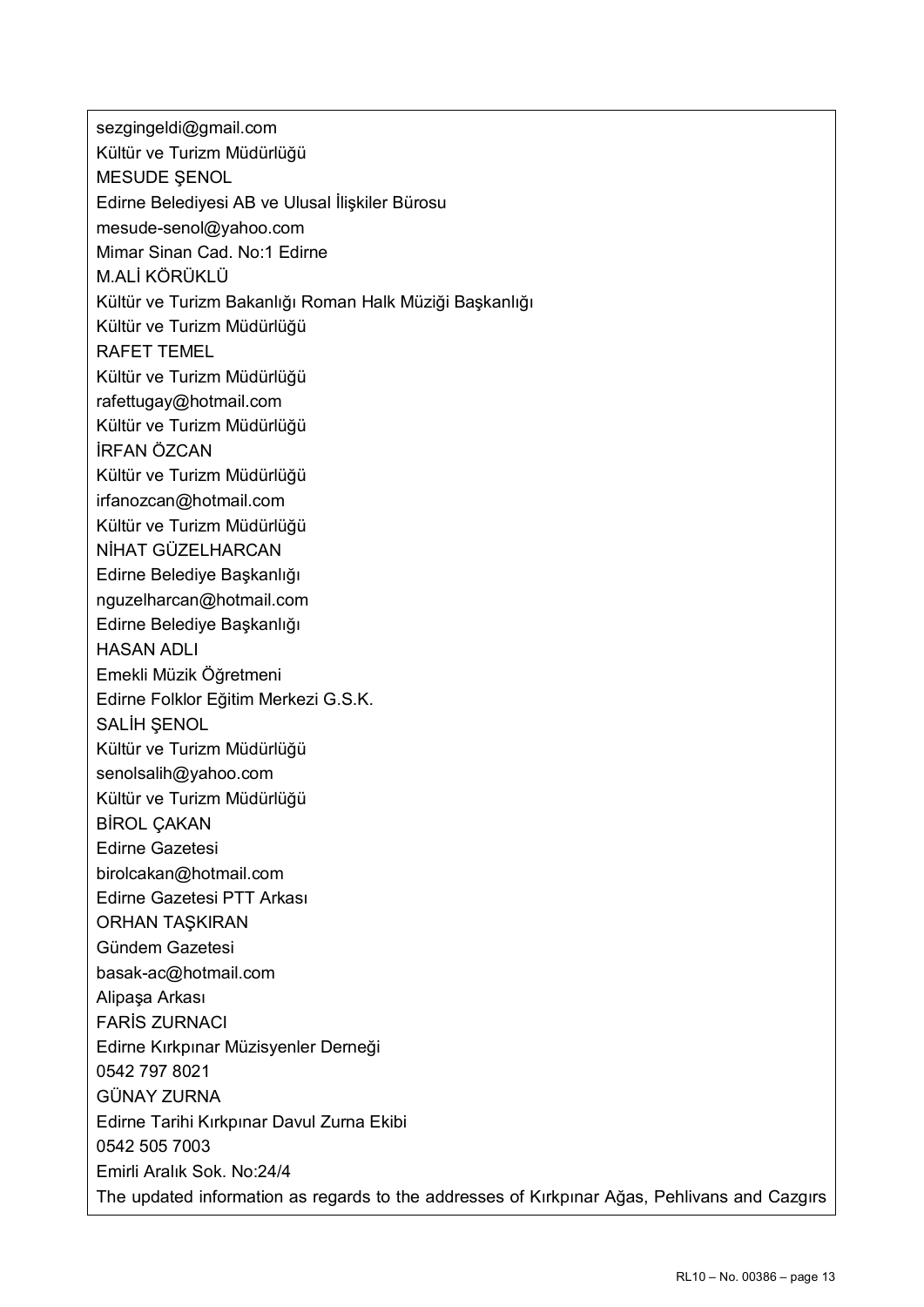sezgingeldi@gmail.com
Kültür ve Turizm Müdürlüğü
MESUDE ŞENOL
Edirne Belediyesi AB ve Ulusal İlişkiler Bürosu
mesude-senol@yahoo.com
Mimar Sinan Cad. No:1 Edirne
M.ALİ KÖRÜKLÜ
Kültür ve Turizm Bakanlığı Roman Halk Müziği Başkanlığı
Kültür ve Turizm Müdürlüğü
RAFET TEMEL
Kültür ve Turizm Müdürlüğü
rafettugay@hotmail.com
Kültür ve Turizm Müdürlüğü
İRFAN ÖZCAN
Kültür ve Turizm Müdürlüğü
irfanozcan@hotmail.com
Kültür ve Turizm Müdürlüğü
NİHAT GÜZELHARCAN
Edirne Belediye Başkanlığı
nguzelharcan@hotmail.com
Edirne Belediye Başkanlığı
HASAN ADLI
Emekli Müzik Öğretmeni
Edirne Folklor Eğitim Merkezi G.S.K.
SALİH ŞENOL
Kültür ve Turizm Müdürlüğü
senolsalih@yahoo.com
Kültür ve Turizm Müdürlüğü
BİROL ÇAKAN
Edirne Gazetesi
birolcakan@hotmail.com
Edirne Gazetesi PTT Arkası
ORHAN TAŞKIRAN
Gündem Gazetesi
basak-ac@hotmail.com
Alipaşa Arkası
FARİS ZURNACI
Edirne Kırkpınar Müzisyenler Derneği
0542 797 8021
GÜNAY ZURNA
Edirne Tarihi Kırkpınar Davul Zurna Ekibi
0542 505 7003
Emirli Aralık Sok. No:24/4
The updated information as regards to the addresses of Kırkpınar Ağas, Pehlivans and Cazgırs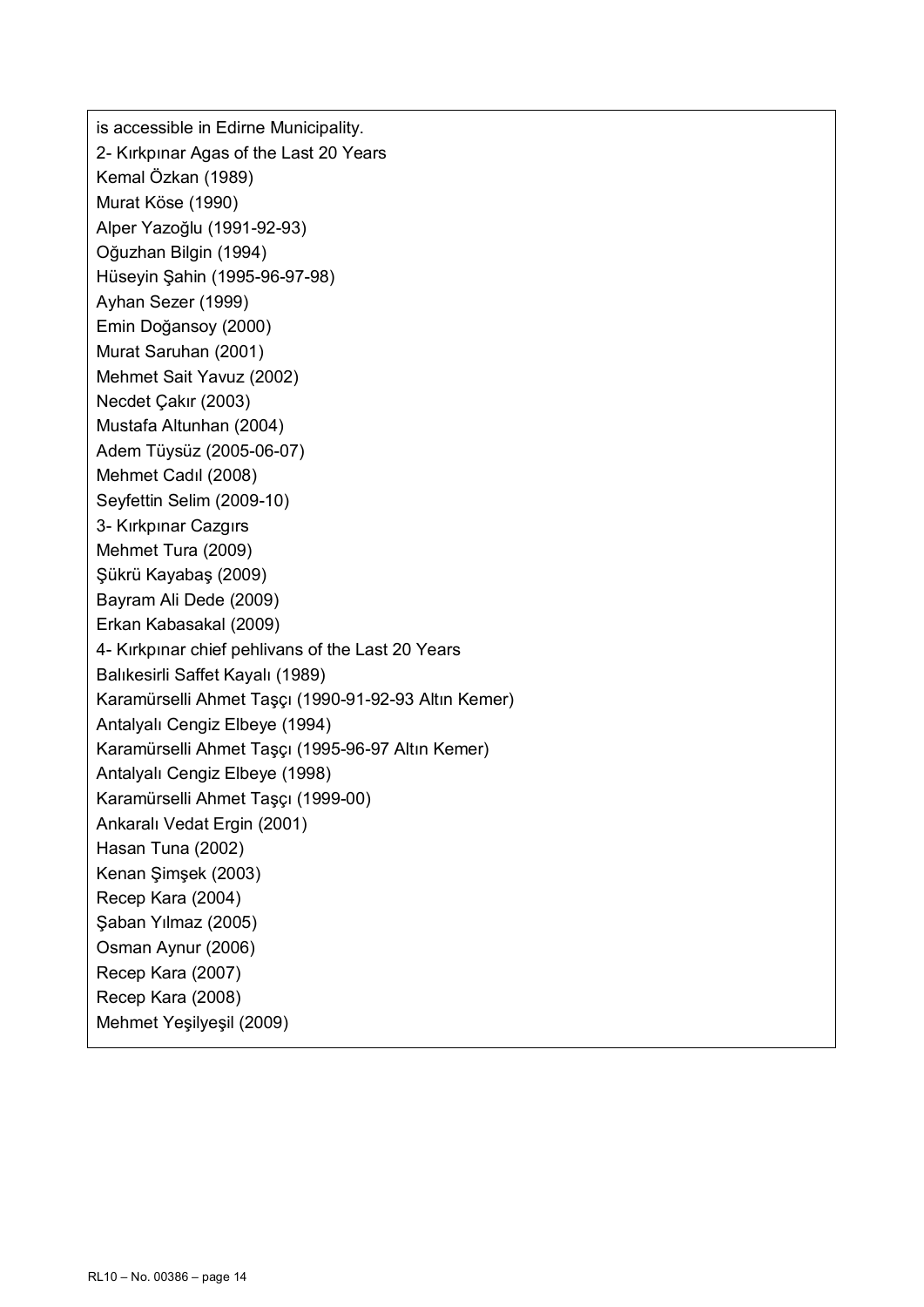is accessible in Edirne Municipality.

2- Kırkpınar Agas of the Last 20 Years

Kemal Özkan (1989)
Murat Köse (1990)
Alper Yazoğlu (1991-92-93)
Oğuzhan Bilgin (1994)
Hüseyin Şahin (1995-96-97-98)
Ayhan Sezer (1999)
Emin Doğansoy (2000)
Murat Saruhan (2001)
Mehmet Sait Yavuz (2002)
Necdet Çakır (2003)
Mustafa Altunhan (2004)
Adem Tüysüz (2005-06-07)
Mehmet Cadıl (2008)
Seyfettin Selim (2009-10)

3- Kırkpınar Cazgırs

Mehmet Tura (2009)
Şükrü Kayabaş (2009)
Bayram Ali Dede (2009)
Erkan Kabasakal (2009)

4- Kırkpınar chief pehlivans of the Last 20 Years

Balıkesirli Saffet Kayalı (1989)
Karamürselli Ahmet Taşçı (1990-91-92-93 Altın Kemer)
Antalyalı Cengiz Elbeye (1994)
Karamürselli Ahmet Taşçı (1995-96-97 Altın Kemer)
Antalyalı Cengiz Elbeye (1998)
Karamürselli Ahmet Taşçı (1999-00)
Ankaralı Vedat Ergin (2001)
Hasan Tuna (2002)
Kenan Şimşek (2003)
Recep Kara (2004)
Şaban Yılmaz (2005)
Osman Aynur (2006)
Recep Kara (2007)
Recep Kara (2008)
Mehmet Yeşilyeşil (2009)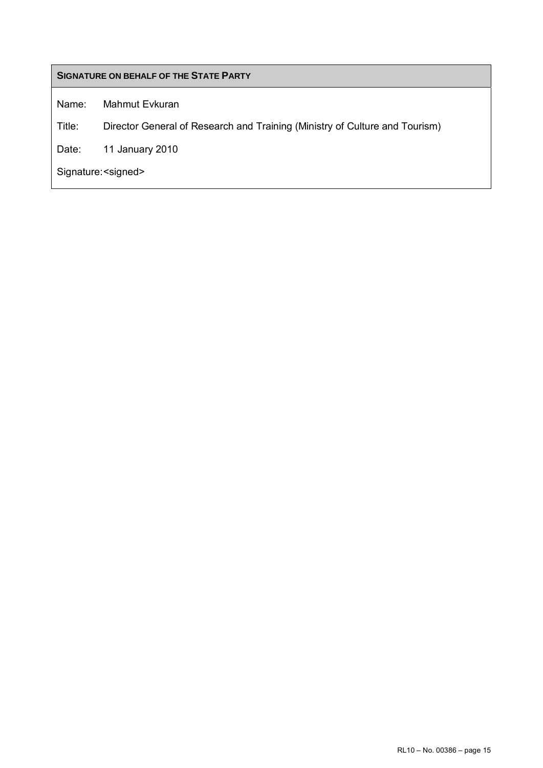## SIGNATURE ON BEHALF OF THE STATE PARTY

Name: Mahmut Evkuran

Title: Director General of Research and Training (Ministry of Culture and Tourism)

Date: 11 January 2010

Signature: <signed>